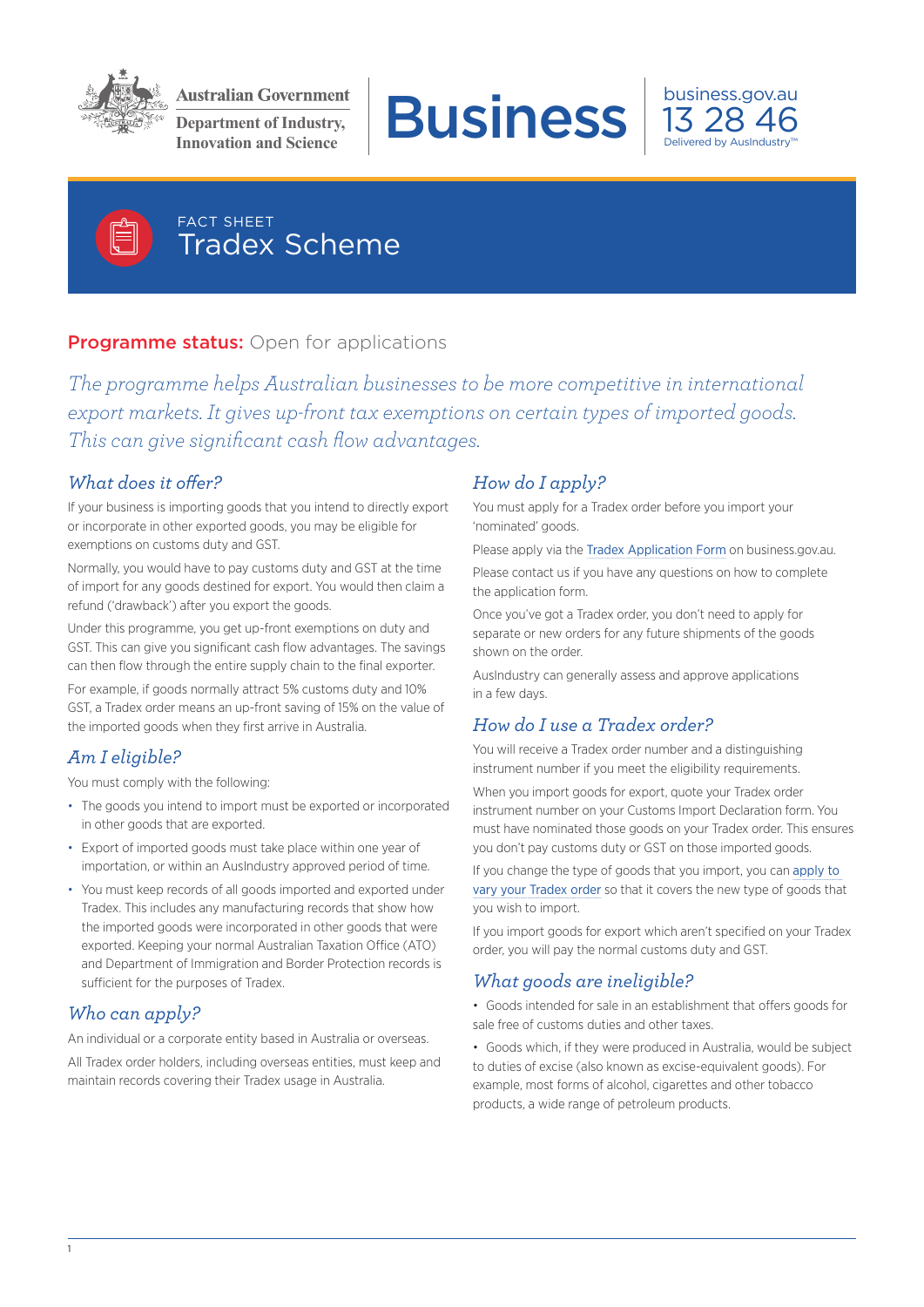Australian Government
Department of Industry, Innovation and Science

# Business

business.gov.au
13 28 46
Delivered by AusIndustry™

FACT SHEET

# Tradex Scheme

**Programme status:** Open for applications

*The programme helps Australian businesses to be more competitive in international export markets. It gives up-front tax exemptions on certain types of imported goods. This can give significant cash flow advantages.*

## What does it offer?

If your business is importing goods that you intend to directly export or incorporate in other exported goods, you may be eligible for exemptions on customs duty and GST.

Normally, you would have to pay customs duty and GST at the time of import for any goods destined for export. You would then claim a refund ('drawback') after you export the goods.

Under this programme, you get up-front exemptions on duty and GST. This can give you significant cash flow advantages. The savings can then flow through the entire supply chain to the final exporter.

For example, if goods normally attract 5% customs duty and 10% GST, a Tradex order means an up-front saving of 15% on the value of the imported goods when they first arrive in Australia.

## Am I eligible?

You must comply with the following:

- The goods you intend to import must be exported or incorporated in other goods that are exported.
- Export of imported goods must take place within one year of importation, or within an AusIndustry approved period of time.
- You must keep records of all goods imported and exported under Tradex. This includes any manufacturing records that show how the imported goods were incorporated in other goods that were exported. Keeping your normal Australian Taxation Office (ATO) and Department of Immigration and Border Protection records is sufficient for the purposes of Tradex.

## Who can apply?

An individual or a corporate entity based in Australia or overseas.

All Tradex order holders, including overseas entities, must keep and maintain records covering their Tradex usage in Australia.

## How do I apply?

You must apply for a Tradex order before you import your 'nominated' goods.

Please apply via the Tradex Application Form on business.gov.au.

Please contact us if you have any questions on how to complete the application form.

Once you've got a Tradex order, you don't need to apply for separate or new orders for any future shipments of the goods shown on the order.

AusIndustry can generally assess and approve applications in a few days.

## How do I use a Tradex order?

You will receive a Tradex order number and a distinguishing instrument number if you meet the eligibility requirements.

When you import goods for export, quote your Tradex order instrument number on your Customs Import Declaration form. You must have nominated those goods on your Tradex order. This ensures you don't pay customs duty or GST on those imported goods.

If you change the type of goods that you import, you can apply to vary your Tradex order so that it covers the new type of goods that you wish to import.

If you import goods for export which aren't specified on your Tradex order, you will pay the normal customs duty and GST.

## What goods are ineligible?

- Goods intended for sale in an establishment that offers goods for sale free of customs duties and other taxes.
- Goods which, if they were produced in Australia, would be subject to duties of excise (also known as excise-equivalent goods). For example, most forms of alcohol, cigarettes and other tobacco products, a wide range of petroleum products.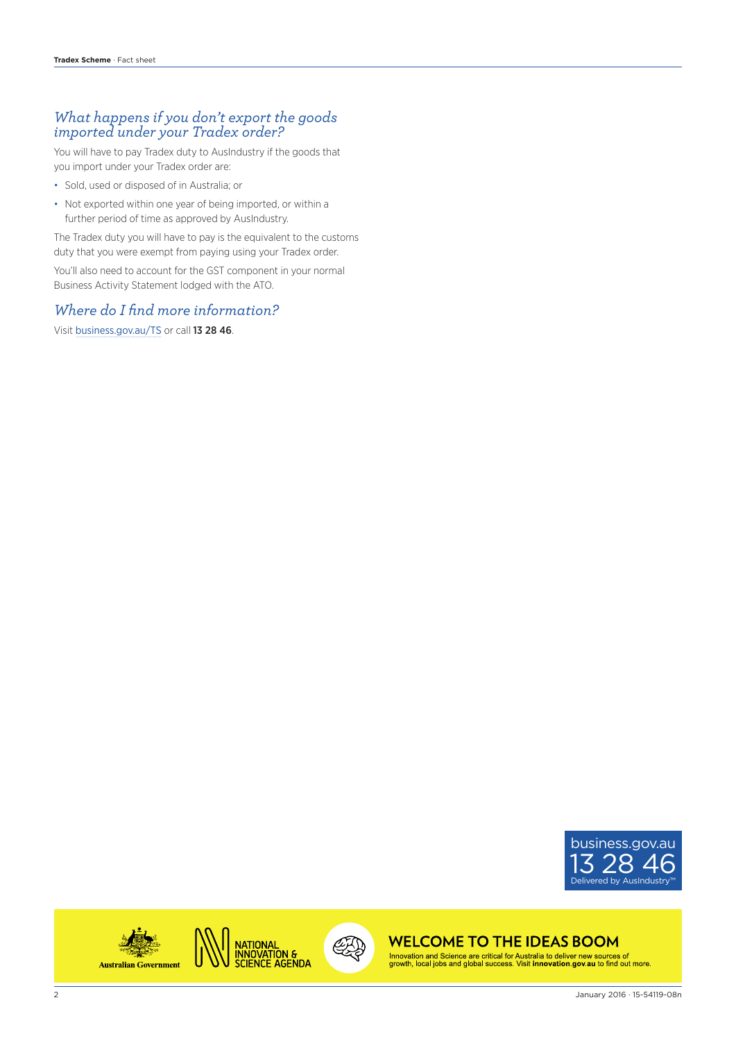## *What happens if you don't export the goods imported under your Tradex order?*

You will have to pay Tradex duty to AusIndustry if the goods that you import under your Tradex order are:

- Sold, used or disposed of in Australia; or
- Not exported within one year of being imported, or within a further period of time as approved by AusIndustry.

The Tradex duty you will have to pay is the equivalent to the customs duty that you were exempt from paying using your Tradex order.

You'll also need to account for the GST component in your normal Business Activity Statement lodged with the ATO.

## *Where do I find more information?*

Visit business.gov.au/TS or call **13 28 46**.

business.gov.au
13 28 46
Delivered by AusIndustry™

Australian Government

NATIONAL INNOVATION & SCIENCE AGENDA

**WELCOME TO THE IDEAS BOOM**

Innovation and Science are critical for Australia to deliver new sources of growth, local jobs and global success. Visit **innovation.gov.au** to find out more.

January 2016 · 15-54119-08n